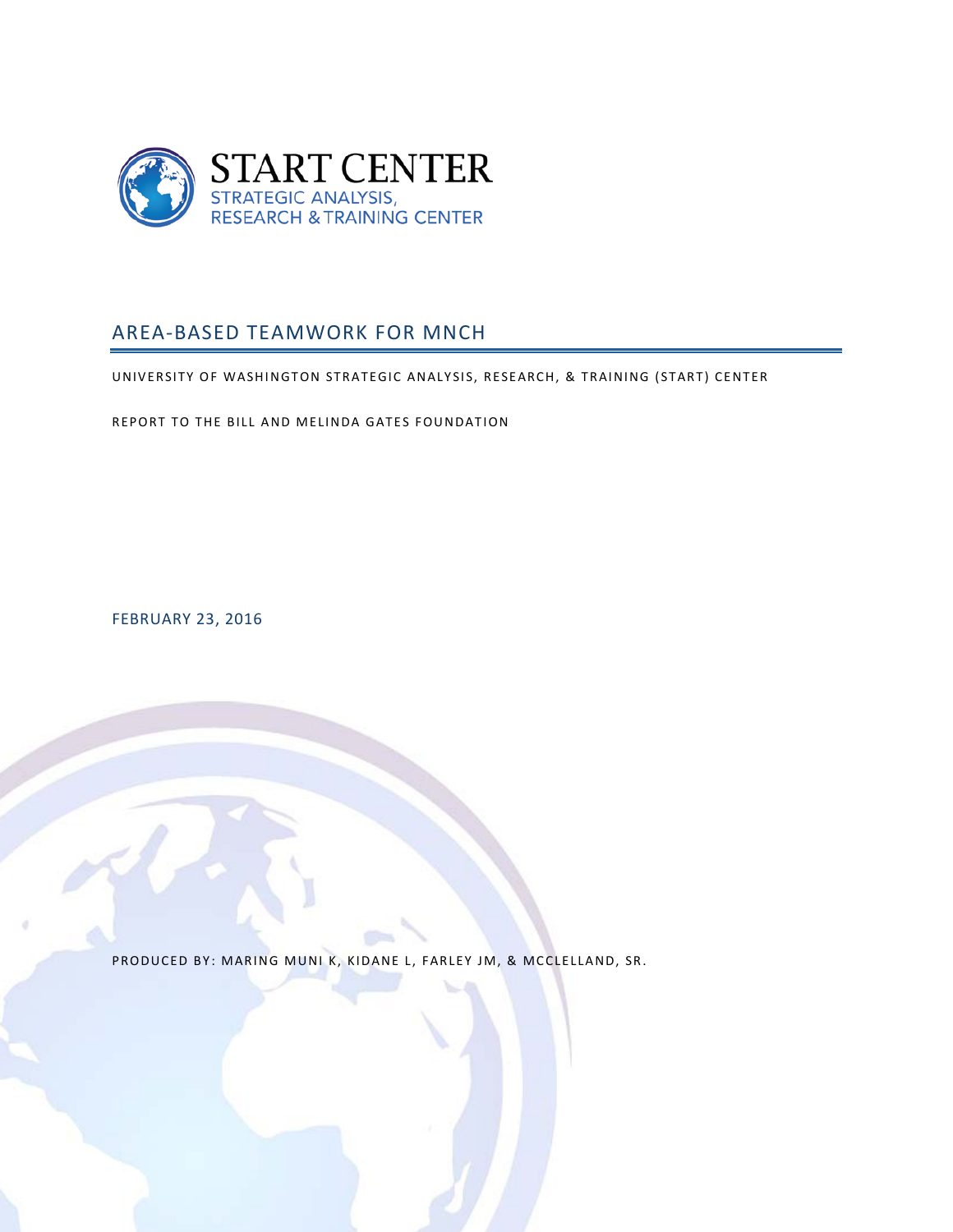START CENTER
STRATEGIC ANALYSIS,
RESEARCH & TRAINING CENTER

# AREA-BASED TEAMWORK FOR MNCH

UNIVERSITY OF WASHINGTON STRATEGIC ANALYSIS, RESEARCH, & TRAINING (START) CENTER

REPORT TO THE BILL AND MELINDA GATES FOUNDATION

FEBRUARY 23, 2016

PRODUCED BY: MARING MUNI K, KIDANE L, FARLEY JM, & MCCLELLAND, SR.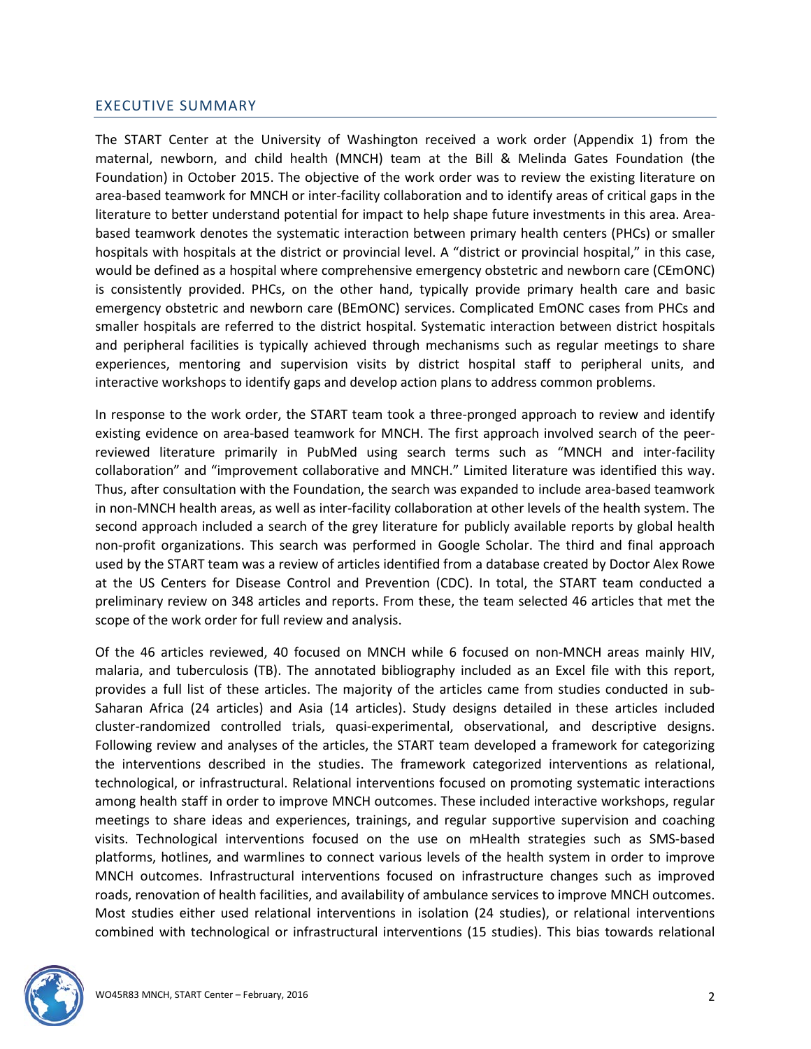## EXECUTIVE SUMMARY

The START Center at the University of Washington received a work order (Appendix 1) from the maternal, newborn, and child health (MNCH) team at the Bill & Melinda Gates Foundation (the Foundation) in October 2015. The objective of the work order was to review the existing literature on area-based teamwork for MNCH or inter-facility collaboration and to identify areas of critical gaps in the literature to better understand potential for impact to help shape future investments in this area. Area-based teamwork denotes the systematic interaction between primary health centers (PHCs) or smaller hospitals with hospitals at the district or provincial level. A "district or provincial hospital," in this case, would be defined as a hospital where comprehensive emergency obstetric and newborn care (CEmONC) is consistently provided. PHCs, on the other hand, typically provide primary health care and basic emergency obstetric and newborn care (BEmONC) services. Complicated EmONC cases from PHCs and smaller hospitals are referred to the district hospital. Systematic interaction between district hospitals and peripheral facilities is typically achieved through mechanisms such as regular meetings to share experiences, mentoring and supervision visits by district hospital staff to peripheral units, and interactive workshops to identify gaps and develop action plans to address common problems.

In response to the work order, the START team took a three-pronged approach to review and identify existing evidence on area-based teamwork for MNCH. The first approach involved search of the peer-reviewed literature primarily in PubMed using search terms such as "MNCH and inter-facility collaboration" and "improvement collaborative and MNCH." Limited literature was identified this way. Thus, after consultation with the Foundation, the search was expanded to include area-based teamwork in non-MNCH health areas, as well as inter-facility collaboration at other levels of the health system. The second approach included a search of the grey literature for publicly available reports by global health non-profit organizations. This search was performed in Google Scholar. The third and final approach used by the START team was a review of articles identified from a database created by Doctor Alex Rowe at the US Centers for Disease Control and Prevention (CDC). In total, the START team conducted a preliminary review on 348 articles and reports. From these, the team selected 46 articles that met the scope of the work order for full review and analysis.

Of the 46 articles reviewed, 40 focused on MNCH while 6 focused on non-MNCH areas mainly HIV, malaria, and tuberculosis (TB). The annotated bibliography included as an Excel file with this report, provides a full list of these articles. The majority of the articles came from studies conducted in sub-Saharan Africa (24 articles) and Asia (14 articles). Study designs detailed in these articles included cluster-randomized controlled trials, quasi-experimental, observational, and descriptive designs. Following review and analyses of the articles, the START team developed a framework for categorizing the interventions described in the studies. The framework categorized interventions as relational, technological, or infrastructural. Relational interventions focused on promoting systematic interactions among health staff in order to improve MNCH outcomes. These included interactive workshops, regular meetings to share ideas and experiences, trainings, and regular supportive supervision and coaching visits. Technological interventions focused on the use on mHealth strategies such as SMS-based platforms, hotlines, and warmlines to connect various levels of the health system in order to improve MNCH outcomes. Infrastructural interventions focused on infrastructure changes such as improved roads, renovation of health facilities, and availability of ambulance services to improve MNCH outcomes. Most studies either used relational interventions in isolation (24 studies), or relational interventions combined with technological or infrastructural interventions (15 studies). This bias towards relational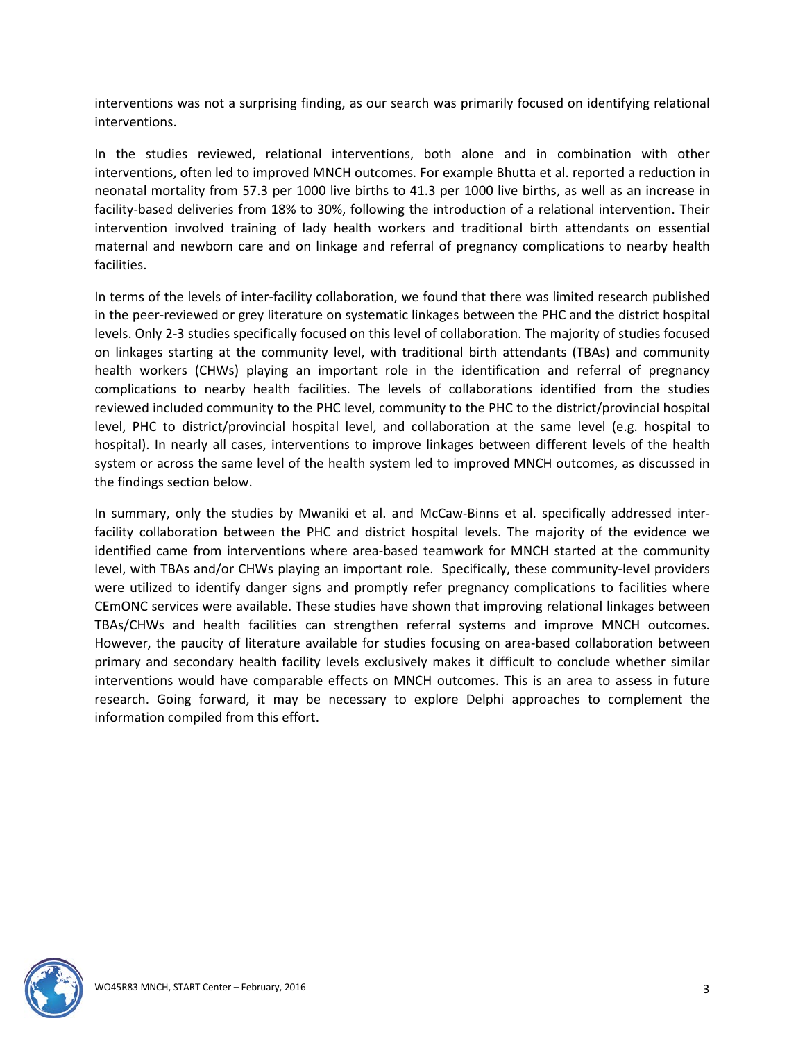interventions was not a surprising finding, as our search was primarily focused on identifying relational interventions.

In the studies reviewed, relational interventions, both alone and in combination with other interventions, often led to improved MNCH outcomes. For example Bhutta et al. reported a reduction in neonatal mortality from 57.3 per 1000 live births to 41.3 per 1000 live births, as well as an increase in facility-based deliveries from 18% to 30%, following the introduction of a relational intervention. Their intervention involved training of lady health workers and traditional birth attendants on essential maternal and newborn care and on linkage and referral of pregnancy complications to nearby health facilities.

In terms of the levels of inter-facility collaboration, we found that there was limited research published in the peer-reviewed or grey literature on systematic linkages between the PHC and the district hospital levels. Only 2-3 studies specifically focused on this level of collaboration. The majority of studies focused on linkages starting at the community level, with traditional birth attendants (TBAs) and community health workers (CHWs) playing an important role in the identification and referral of pregnancy complications to nearby health facilities. The levels of collaborations identified from the studies reviewed included community to the PHC level, community to the PHC to the district/provincial hospital level, PHC to district/provincial hospital level, and collaboration at the same level (e.g. hospital to hospital). In nearly all cases, interventions to improve linkages between different levels of the health system or across the same level of the health system led to improved MNCH outcomes, as discussed in the findings section below.

In summary, only the studies by Mwaniki et al. and McCaw-Binns et al. specifically addressed inter-facility collaboration between the PHC and district hospital levels. The majority of the evidence we identified came from interventions where area-based teamwork for MNCH started at the community level, with TBAs and/or CHWs playing an important role. Specifically, these community-level providers were utilized to identify danger signs and promptly refer pregnancy complications to facilities where CEmONC services were available. These studies have shown that improving relational linkages between TBAs/CHWs and health facilities can strengthen referral systems and improve MNCH outcomes. However, the paucity of literature available for studies focusing on area-based collaboration between primary and secondary health facility levels exclusively makes it difficult to conclude whether similar interventions would have comparable effects on MNCH outcomes. This is an area to assess in future research. Going forward, it may be necessary to explore Delphi approaches to complement the information compiled from this effort.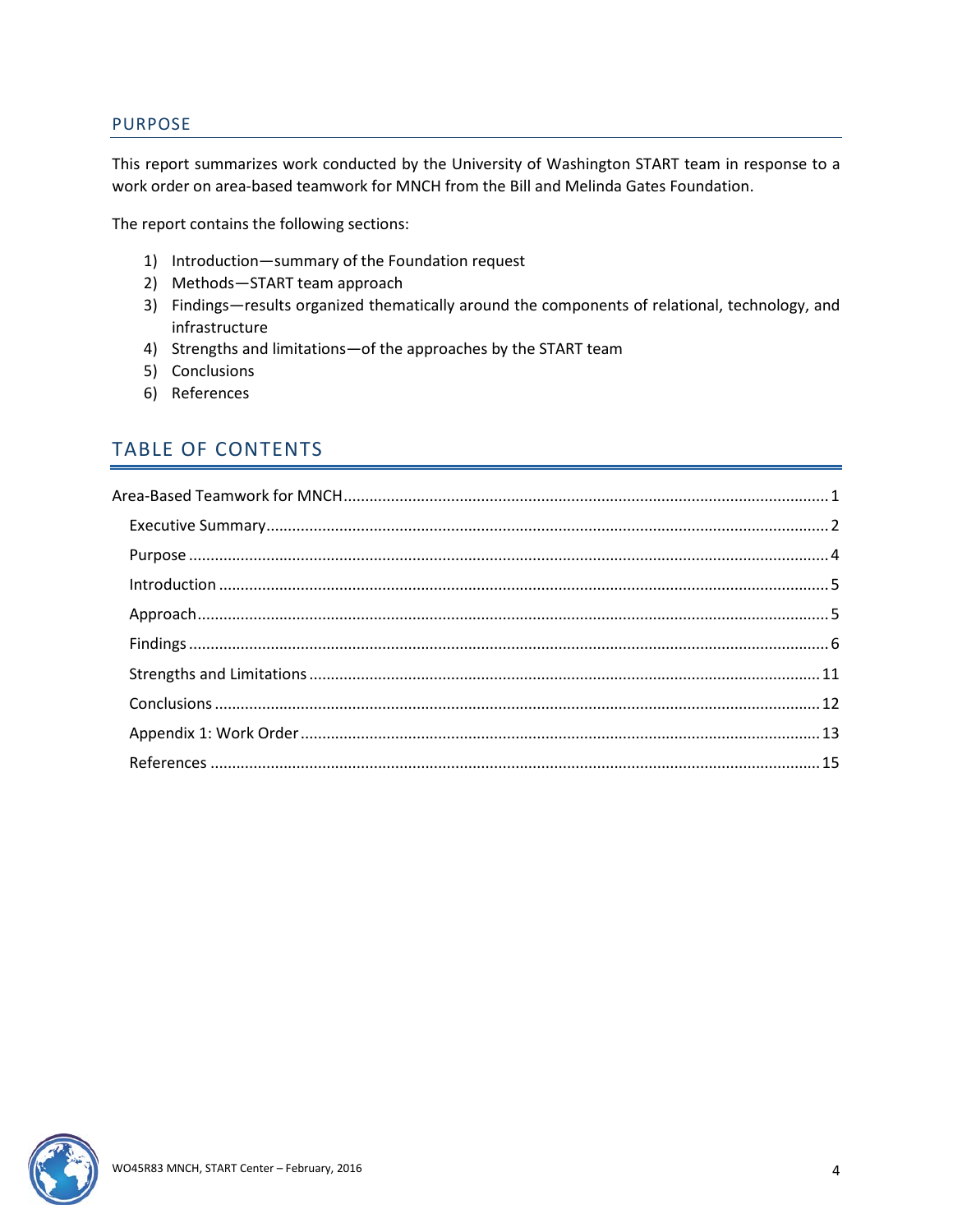## PURPOSE

This report summarizes work conducted by the University of Washington START team in response to a work order on area-based teamwork for MNCH from the Bill and Melinda Gates Foundation.

The report contains the following sections:

1) Introduction—summary of the Foundation request
2) Methods—START team approach
3) Findings—results organized thematically around the components of relational, technology, and infrastructure
4) Strengths and limitations—of the approaches by the START team
5) Conclusions
6) References

## TABLE OF CONTENTS

Area-Based Teamwork for MNCH ........ 1

- Executive Summary ........ 2
- Purpose ........ 4
- Introduction ........ 5
- Approach ........ 5
- Findings ........ 6
- Strengths and Limitations ........ 11
- Conclusions ........ 12
- Appendix 1: Work Order ........ 13
- References ........ 15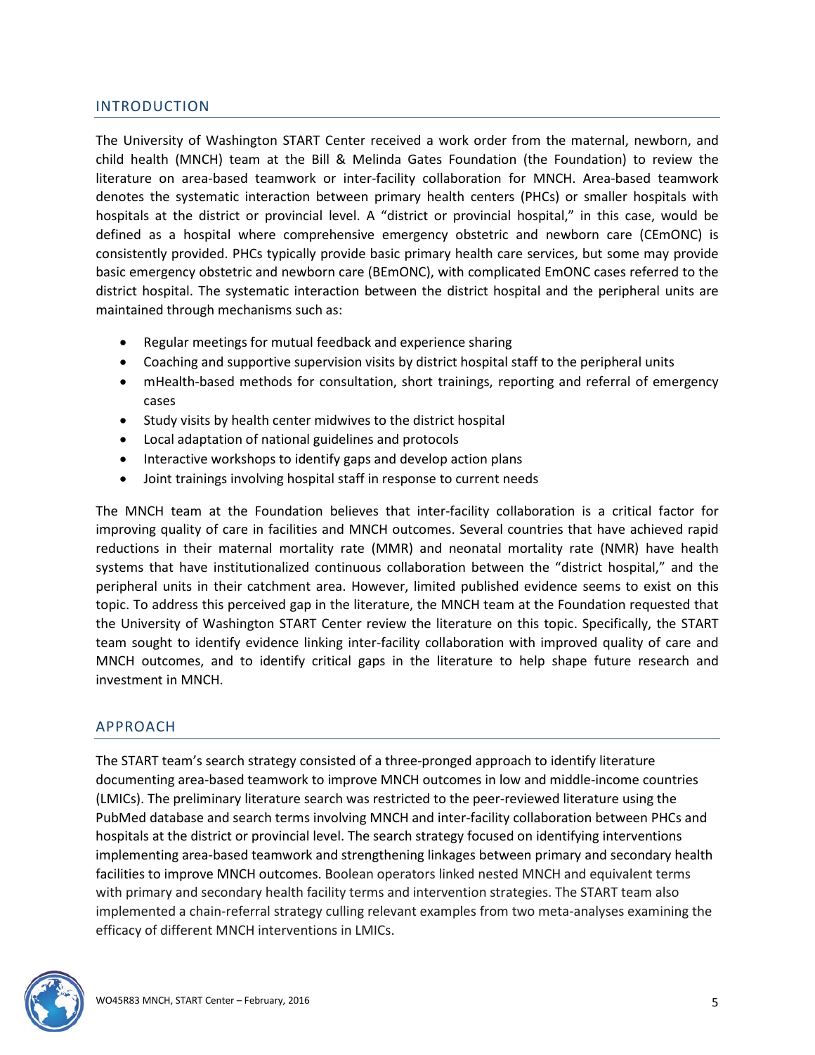## INTRODUCTION

The University of Washington START Center received a work order from the maternal, newborn, and child health (MNCH) team at the Bill & Melinda Gates Foundation (the Foundation) to review the literature on area-based teamwork or inter-facility collaboration for MNCH. Area-based teamwork denotes the systematic interaction between primary health centers (PHCs) or smaller hospitals with hospitals at the district or provincial level. A "district or provincial hospital," in this case, would be defined as a hospital where comprehensive emergency obstetric and newborn care (CEmONC) is consistently provided. PHCs typically provide basic primary health care services, but some may provide basic emergency obstetric and newborn care (BEmONC), with complicated EmONC cases referred to the district hospital. The systematic interaction between the district hospital and the peripheral units are maintained through mechanisms such as:

- Regular meetings for mutual feedback and experience sharing
- Coaching and supportive supervision visits by district hospital staff to the peripheral units
- mHealth-based methods for consultation, short trainings, reporting and referral of emergency cases
- Study visits by health center midwives to the district hospital
- Local adaptation of national guidelines and protocols
- Interactive workshops to identify gaps and develop action plans
- Joint trainings involving hospital staff in response to current needs

The MNCH team at the Foundation believes that inter-facility collaboration is a critical factor for improving quality of care in facilities and MNCH outcomes. Several countries that have achieved rapid reductions in their maternal mortality rate (MMR) and neonatal mortality rate (NMR) have health systems that have institutionalized continuous collaboration between the "district hospital," and the peripheral units in their catchment area. However, limited published evidence seems to exist on this topic. To address this perceived gap in the literature, the MNCH team at the Foundation requested that the University of Washington START Center review the literature on this topic. Specifically, the START team sought to identify evidence linking inter-facility collaboration with improved quality of care and MNCH outcomes, and to identify critical gaps in the literature to help shape future research and investment in MNCH.

## APPROACH

The START team's search strategy consisted of a three-pronged approach to identify literature documenting area-based teamwork to improve MNCH outcomes in low and middle-income countries (LMICs). The preliminary literature search was restricted to the peer-reviewed literature using the PubMed database and search terms involving MNCH and inter-facility collaboration between PHCs and hospitals at the district or provincial level. The search strategy focused on identifying interventions implementing area-based teamwork and strengthening linkages between primary and secondary health facilities to improve MNCH outcomes. Boolean operators linked nested MNCH and equivalent terms with primary and secondary health facility terms and intervention strategies. The START team also implemented a chain-referral strategy culling relevant examples from two meta-analyses examining the efficacy of different MNCH interventions in LMICs.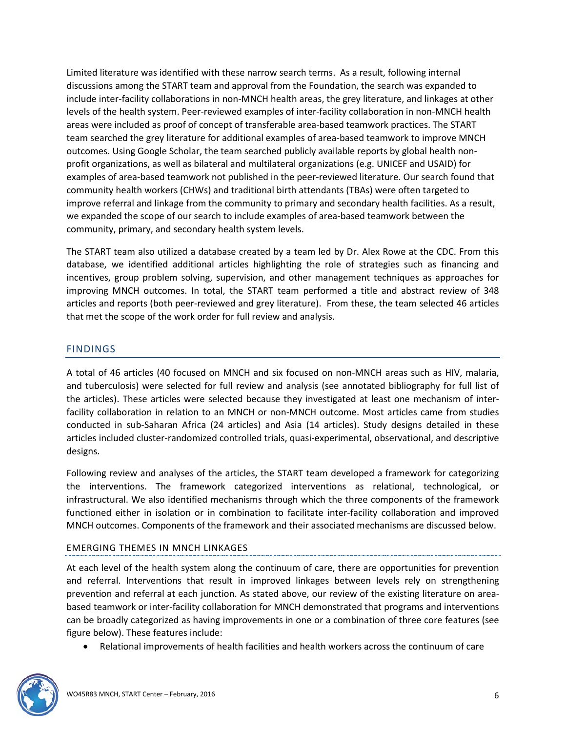Limited literature was identified with these narrow search terms. As a result, following internal discussions among the START team and approval from the Foundation, the search was expanded to include inter-facility collaborations in non-MNCH health areas, the grey literature, and linkages at other levels of the health system. Peer-reviewed examples of inter-facility collaboration in non-MNCH health areas were included as proof of concept of transferable area-based teamwork practices. The START team searched the grey literature for additional examples of area-based teamwork to improve MNCH outcomes. Using Google Scholar, the team searched publicly available reports by global health non-profit organizations, as well as bilateral and multilateral organizations (e.g. UNICEF and USAID) for examples of area-based teamwork not published in the peer-reviewed literature. Our search found that community health workers (CHWs) and traditional birth attendants (TBAs) were often targeted to improve referral and linkage from the community to primary and secondary health facilities. As a result, we expanded the scope of our search to include examples of area-based teamwork between the community, primary, and secondary health system levels.

The START team also utilized a database created by a team led by Dr. Alex Rowe at the CDC. From this database, we identified additional articles highlighting the role of strategies such as financing and incentives, group problem solving, supervision, and other management techniques as approaches for improving MNCH outcomes. In total, the START team performed a title and abstract review of 348 articles and reports (both peer-reviewed and grey literature). From these, the team selected 46 articles that met the scope of the work order for full review and analysis.

## FINDINGS

A total of 46 articles (40 focused on MNCH and six focused on non-MNCH areas such as HIV, malaria, and tuberculosis) were selected for full review and analysis (see annotated bibliography for full list of the articles). These articles were selected because they investigated at least one mechanism of inter-facility collaboration in relation to an MNCH or non-MNCH outcome. Most articles came from studies conducted in sub-Saharan Africa (24 articles) and Asia (14 articles). Study designs detailed in these articles included cluster-randomized controlled trials, quasi-experimental, observational, and descriptive designs.

Following review and analyses of the articles, the START team developed a framework for categorizing the interventions. The framework categorized interventions as relational, technological, or infrastructural. We also identified mechanisms through which the three components of the framework functioned either in isolation or in combination to facilitate inter-facility collaboration and improved MNCH outcomes. Components of the framework and their associated mechanisms are discussed below.

### EMERGING THEMES IN MNCH LINKAGES

At each level of the health system along the continuum of care, there are opportunities for prevention and referral. Interventions that result in improved linkages between levels rely on strengthening prevention and referral at each junction. As stated above, our review of the existing literature on area-based teamwork or inter-facility collaboration for MNCH demonstrated that programs and interventions can be broadly categorized as having improvements in one or a combination of three core features (see figure below). These features include:

- Relational improvements of health facilities and health workers across the continuum of care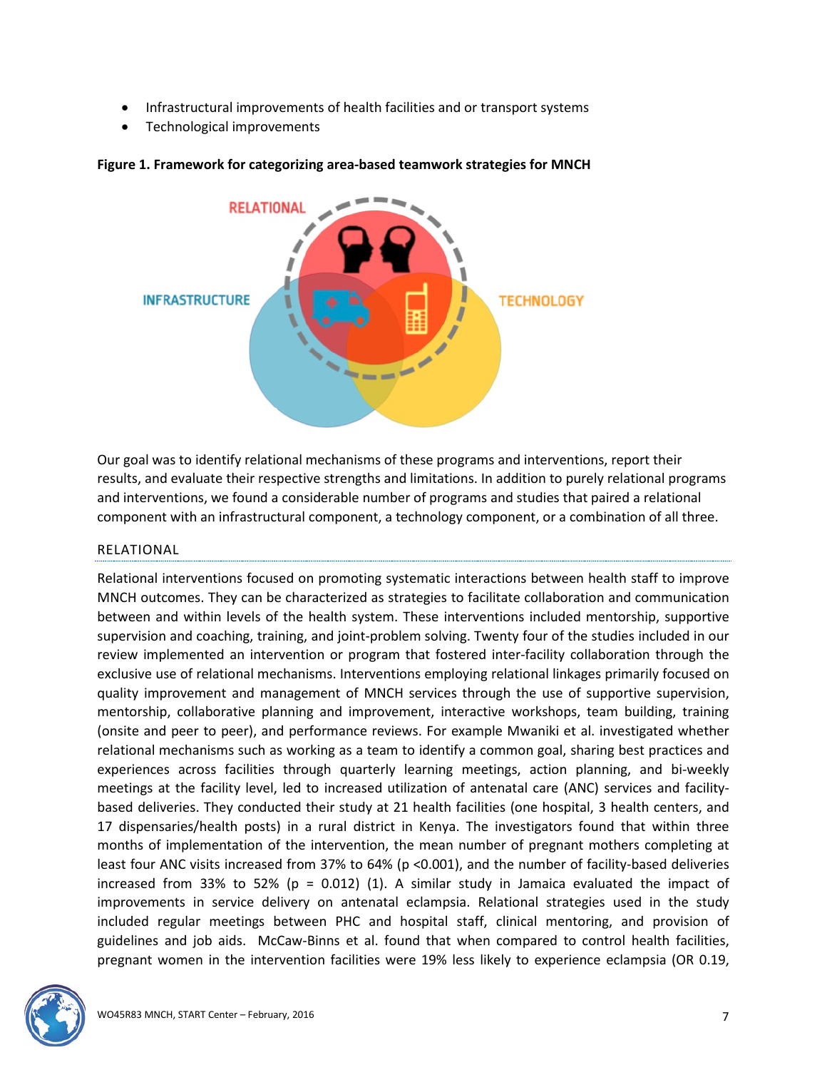- Infrastructural improvements of health facilities and or transport systems
- Technological improvements

**Figure 1. Framework for categorizing area-based teamwork strategies for MNCH**

Our goal was to identify relational mechanisms of these programs and interventions, report their results, and evaluate their respective strengths and limitations. In addition to purely relational programs and interventions, we found a considerable number of programs and studies that paired a relational component with an infrastructural component, a technology component, or a combination of all three.

## RELATIONAL

Relational interventions focused on promoting systematic interactions between health staff to improve MNCH outcomes. They can be characterized as strategies to facilitate collaboration and communication between and within levels of the health system. These interventions included mentorship, supportive supervision and coaching, training, and joint-problem solving. Twenty four of the studies included in our review implemented an intervention or program that fostered inter-facility collaboration through the exclusive use of relational mechanisms. Interventions employing relational linkages primarily focused on quality improvement and management of MNCH services through the use of supportive supervision, mentorship, collaborative planning and improvement, interactive workshops, team building, training (onsite and peer to peer), and performance reviews. For example Mwaniki et al. investigated whether relational mechanisms such as working as a team to identify a common goal, sharing best practices and experiences across facilities through quarterly learning meetings, action planning, and bi-weekly meetings at the facility level, led to increased utilization of antenatal care (ANC) services and facility-based deliveries. They conducted their study at 21 health facilities (one hospital, 3 health centers, and 17 dispensaries/health posts) in a rural district in Kenya. The investigators found that within three months of implementation of the intervention, the mean number of pregnant mothers completing at least four ANC visits increased from 37% to 64% ($p < 0.001$), and the number of facility-based deliveries increased from 33% to 52% ($p = 0.012$) (1). A similar study in Jamaica evaluated the impact of improvements in service delivery on antenatal eclampsia. Relational strategies used in the study included regular meetings between PHC and hospital staff, clinical mentoring, and provision of guidelines and job aids. McCaw-Binns et al. found that when compared to control health facilities, pregnant women in the intervention facilities were 19% less likely to experience eclampsia (OR 0.19,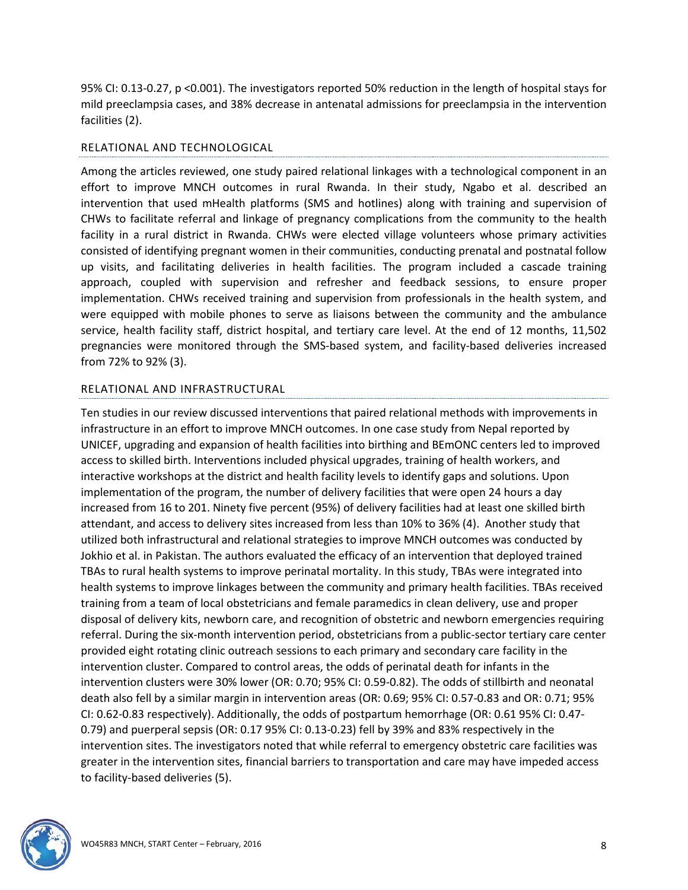95% CI: 0.13-0.27, p <0.001). The investigators reported 50% reduction in the length of hospital stays for mild preeclampsia cases, and 38% decrease in antenatal admissions for preeclampsia in the intervention facilities (2).

### RELATIONAL AND TECHNOLOGICAL

Among the articles reviewed, one study paired relational linkages with a technological component in an effort to improve MNCH outcomes in rural Rwanda. In their study, Ngabo et al. described an intervention that used mHealth platforms (SMS and hotlines) along with training and supervision of CHWs to facilitate referral and linkage of pregnancy complications from the community to the health facility in a rural district in Rwanda. CHWs were elected village volunteers whose primary activities consisted of identifying pregnant women in their communities, conducting prenatal and postnatal follow up visits, and facilitating deliveries in health facilities. The program included a cascade training approach, coupled with supervision and refresher and feedback sessions, to ensure proper implementation. CHWs received training and supervision from professionals in the health system, and were equipped with mobile phones to serve as liaisons between the community and the ambulance service, health facility staff, district hospital, and tertiary care level. At the end of 12 months, 11,502 pregnancies were monitored through the SMS-based system, and facility-based deliveries increased from 72% to 92% (3).

### RELATIONAL AND INFRASTRUCTURAL

Ten studies in our review discussed interventions that paired relational methods with improvements in infrastructure in an effort to improve MNCH outcomes. In one case study from Nepal reported by UNICEF, upgrading and expansion of health facilities into birthing and BEmONC centers led to improved access to skilled birth. Interventions included physical upgrades, training of health workers, and interactive workshops at the district and health facility levels to identify gaps and solutions. Upon implementation of the program, the number of delivery facilities that were open 24 hours a day increased from 16 to 201. Ninety five percent (95%) of delivery facilities had at least one skilled birth attendant, and access to delivery sites increased from less than 10% to 36% (4). Another study that utilized both infrastructural and relational strategies to improve MNCH outcomes was conducted by Jokhio et al. in Pakistan. The authors evaluated the efficacy of an intervention that deployed trained TBAs to rural health systems to improve perinatal mortality. In this study, TBAs were integrated into health systems to improve linkages between the community and primary health facilities. TBAs received training from a team of local obstetricians and female paramedics in clean delivery, use and proper disposal of delivery kits, newborn care, and recognition of obstetric and newborn emergencies requiring referral. During the six-month intervention period, obstetricians from a public-sector tertiary care center provided eight rotating clinic outreach sessions to each primary and secondary care facility in the intervention cluster. Compared to control areas, the odds of perinatal death for infants in the intervention clusters were 30% lower (OR: 0.70; 95% CI: 0.59-0.82). The odds of stillbirth and neonatal death also fell by a similar margin in intervention areas (OR: 0.69; 95% CI: 0.57-0.83 and OR: 0.71; 95% CI: 0.62-0.83 respectively). Additionally, the odds of postpartum hemorrhage (OR: 0.61 95% CI: 0.47-0.79) and puerperal sepsis (OR: 0.17 95% CI: 0.13-0.23) fell by 39% and 83% respectively in the intervention sites. The investigators noted that while referral to emergency obstetric care facilities was greater in the intervention sites, financial barriers to transportation and care may have impeded access to facility-based deliveries (5).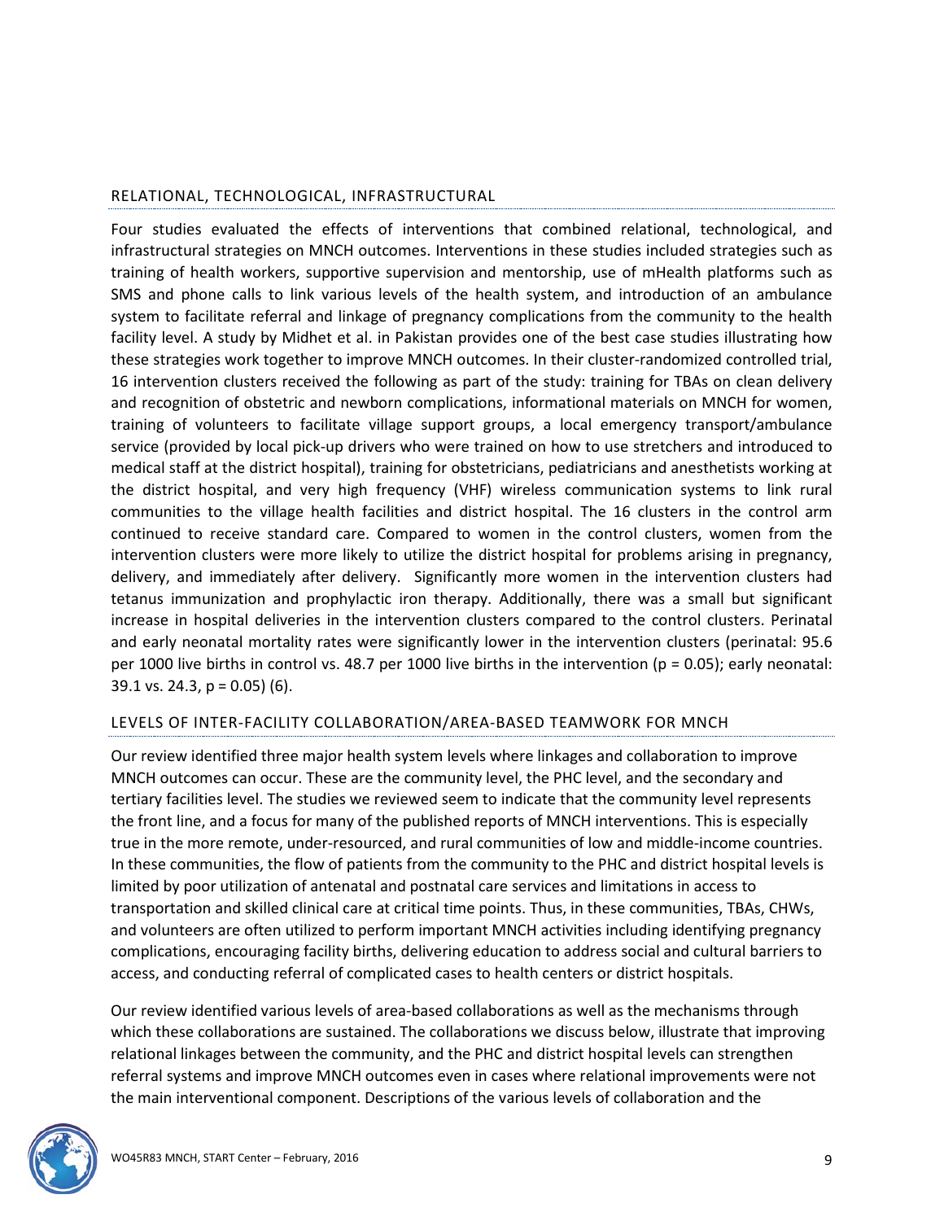### RELATIONAL, TECHNOLOGICAL, INFRASTRUCTURAL

Four studies evaluated the effects of interventions that combined relational, technological, and infrastructural strategies on MNCH outcomes. Interventions in these studies included strategies such as training of health workers, supportive supervision and mentorship, use of mHealth platforms such as SMS and phone calls to link various levels of the health system, and introduction of an ambulance system to facilitate referral and linkage of pregnancy complications from the community to the health facility level. A study by Midhet et al. in Pakistan provides one of the best case studies illustrating how these strategies work together to improve MNCH outcomes. In their cluster-randomized controlled trial, 16 intervention clusters received the following as part of the study: training for TBAs on clean delivery and recognition of obstetric and newborn complications, informational materials on MNCH for women, training of volunteers to facilitate village support groups, a local emergency transport/ambulance service (provided by local pick-up drivers who were trained on how to use stretchers and introduced to medical staff at the district hospital), training for obstetricians, pediatricians and anesthetists working at the district hospital, and very high frequency (VHF) wireless communication systems to link rural communities to the village health facilities and district hospital. The 16 clusters in the control arm continued to receive standard care. Compared to women in the control clusters, women from the intervention clusters were more likely to utilize the district hospital for problems arising in pregnancy, delivery, and immediately after delivery. Significantly more women in the intervention clusters had tetanus immunization and prophylactic iron therapy. Additionally, there was a small but significant increase in hospital deliveries in the intervention clusters compared to the control clusters. Perinatal and early neonatal mortality rates were significantly lower in the intervention clusters (perinatal: 95.6 per 1000 live births in control vs. 48.7 per 1000 live births in the intervention ($p = 0.05$); early neonatal: 39.1 vs. 24.3, $p = 0.05$) (6).

### LEVELS OF INTER-FACILITY COLLABORATION/AREA-BASED TEAMWORK FOR MNCH

Our review identified three major health system levels where linkages and collaboration to improve MNCH outcomes can occur. These are the community level, the PHC level, and the secondary and tertiary facilities level. The studies we reviewed seem to indicate that the community level represents the front line, and a focus for many of the published reports of MNCH interventions. This is especially true in the more remote, under-resourced, and rural communities of low and middle-income countries. In these communities, the flow of patients from the community to the PHC and district hospital levels is limited by poor utilization of antenatal and postnatal care services and limitations in access to transportation and skilled clinical care at critical time points. Thus, in these communities, TBAs, CHWs, and volunteers are often utilized to perform important MNCH activities including identifying pregnancy complications, encouraging facility births, delivering education to address social and cultural barriers to access, and conducting referral of complicated cases to health centers or district hospitals.

Our review identified various levels of area-based collaborations as well as the mechanisms through which these collaborations are sustained. The collaborations we discuss below, illustrate that improving relational linkages between the community, and the PHC and district hospital levels can strengthen referral systems and improve MNCH outcomes even in cases where relational improvements were not the main interventional component. Descriptions of the various levels of collaboration and the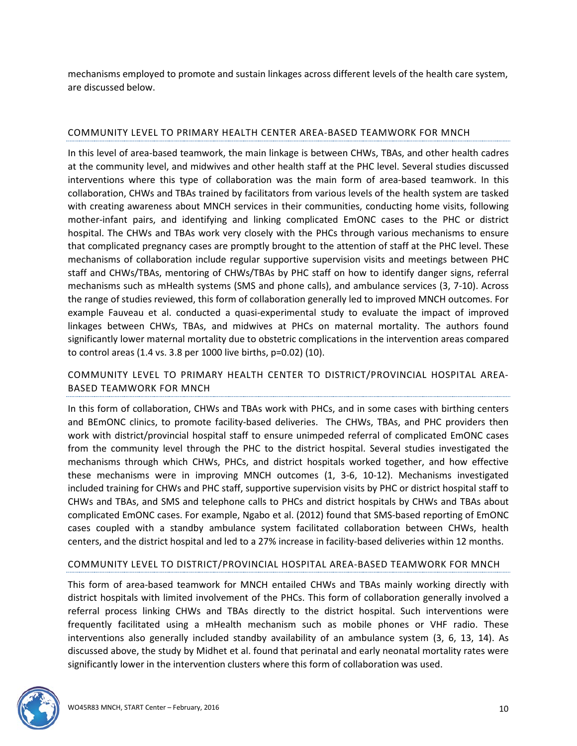mechanisms employed to promote and sustain linkages across different levels of the health care system, are discussed below.

### COMMUNITY LEVEL TO PRIMARY HEALTH CENTER AREA-BASED TEAMWORK FOR MNCH

In this level of area-based teamwork, the main linkage is between CHWs, TBAs, and other health cadres at the community level, and midwives and other health staff at the PHC level. Several studies discussed interventions where this type of collaboration was the main form of area-based teamwork. In this collaboration, CHWs and TBAs trained by facilitators from various levels of the health system are tasked with creating awareness about MNCH services in their communities, conducting home visits, following mother-infant pairs, and identifying and linking complicated EmONC cases to the PHC or district hospital. The CHWs and TBAs work very closely with the PHCs through various mechanisms to ensure that complicated pregnancy cases are promptly brought to the attention of staff at the PHC level. These mechanisms of collaboration include regular supportive supervision visits and meetings between PHC staff and CHWs/TBAs, mentoring of CHWs/TBAs by PHC staff on how to identify danger signs, referral mechanisms such as mHealth systems (SMS and phone calls), and ambulance services (3, 7-10). Across the range of studies reviewed, this form of collaboration generally led to improved MNCH outcomes. For example Fauveau et al. conducted a quasi-experimental study to evaluate the impact of improved linkages between CHWs, TBAs, and midwives at PHCs on maternal mortality. The authors found significantly lower maternal mortality due to obstetric complications in the intervention areas compared to control areas (1.4 vs. 3.8 per 1000 live births, $p=0.02$) (10).

### COMMUNITY LEVEL TO PRIMARY HEALTH CENTER TO DISTRICT/PROVINCIAL HOSPITAL AREA-BASED TEAMWORK FOR MNCH

In this form of collaboration, CHWs and TBAs work with PHCs, and in some cases with birthing centers and BEmONC clinics, to promote facility-based deliveries. The CHWs, TBAs, and PHC providers then work with district/provincial hospital staff to ensure unimpeded referral of complicated EmONC cases from the community level through the PHC to the district hospital. Several studies investigated the mechanisms through which CHWs, PHCs, and district hospitals worked together, and how effective these mechanisms were in improving MNCH outcomes (1, 3-6, 10-12). Mechanisms investigated included training for CHWs and PHC staff, supportive supervision visits by PHC or district hospital staff to CHWs and TBAs, and SMS and telephone calls to PHCs and district hospitals by CHWs and TBAs about complicated EmONC cases. For example, Ngabo et al. (2012) found that SMS-based reporting of EmONC cases coupled with a standby ambulance system facilitated collaboration between CHWs, health centers, and the district hospital and led to a 27% increase in facility-based deliveries within 12 months.

### COMMUNITY LEVEL TO DISTRICT/PROVINCIAL HOSPITAL AREA-BASED TEAMWORK FOR MNCH

This form of area-based teamwork for MNCH entailed CHWs and TBAs mainly working directly with district hospitals with limited involvement of the PHCs. This form of collaboration generally involved a referral process linking CHWs and TBAs directly to the district hospital. Such interventions were frequently facilitated using a mHealth mechanism such as mobile phones or VHF radio. These interventions also generally included standby availability of an ambulance system (3, 6, 13, 14). As discussed above, the study by Midhet et al. found that perinatal and early neonatal mortality rates were significantly lower in the intervention clusters where this form of collaboration was used.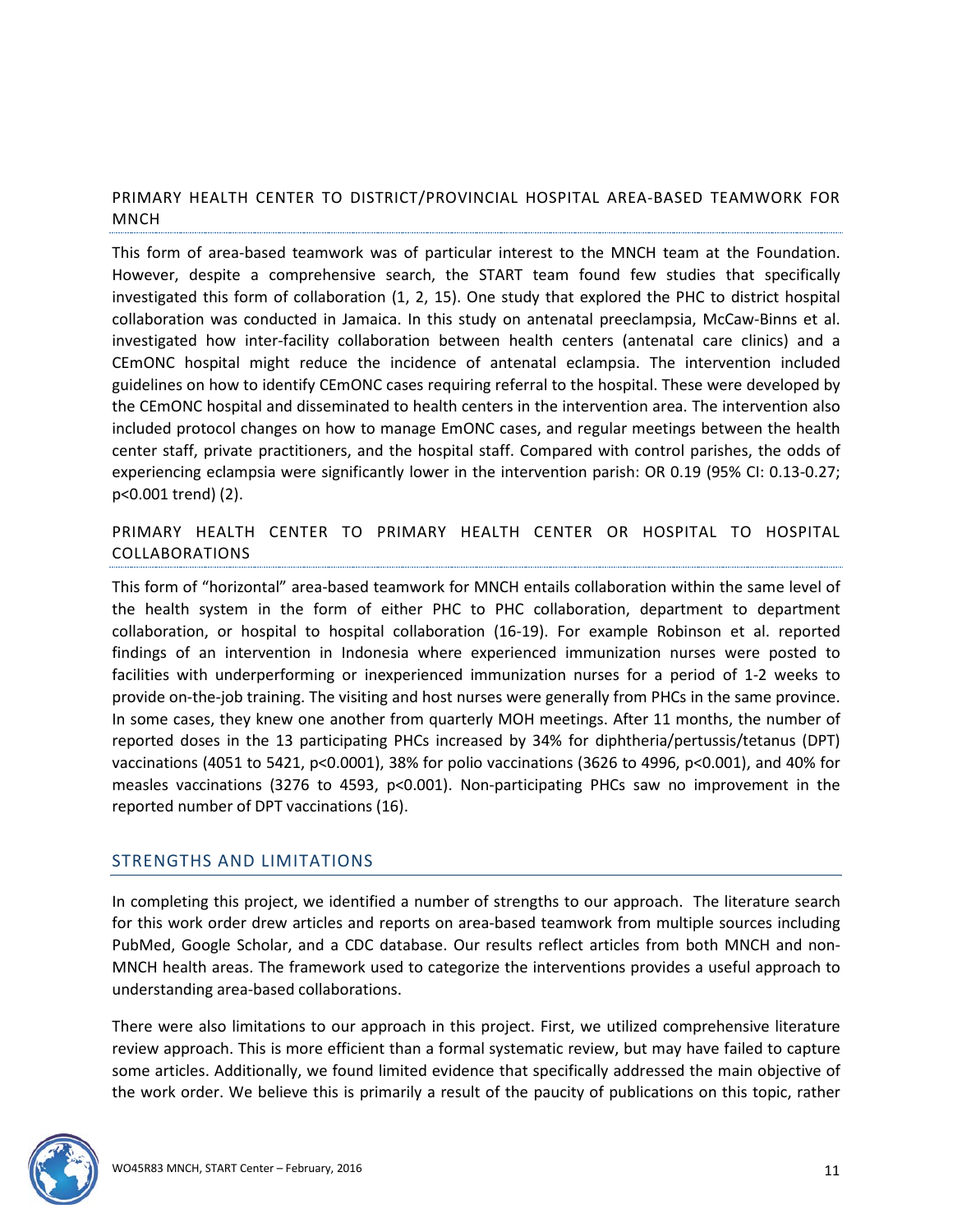### PRIMARY HEALTH CENTER TO DISTRICT/PROVINCIAL HOSPITAL AREA-BASED TEAMWORK FOR MNCH

This form of area-based teamwork was of particular interest to the MNCH team at the Foundation. However, despite a comprehensive search, the START team found few studies that specifically investigated this form of collaboration (1, 2, 15). One study that explored the PHC to district hospital collaboration was conducted in Jamaica. In this study on antenatal preeclampsia, McCaw-Binns et al. investigated how inter-facility collaboration between health centers (antenatal care clinics) and a CEmONC hospital might reduce the incidence of antenatal eclampsia. The intervention included guidelines on how to identify CEmONC cases requiring referral to the hospital. These were developed by the CEmONC hospital and disseminated to health centers in the intervention area. The intervention also included protocol changes on how to manage EmONC cases, and regular meetings between the health center staff, private practitioners, and the hospital staff. Compared with control parishes, the odds of experiencing eclampsia were significantly lower in the intervention parish: OR 0.19 (95% CI: 0.13-0.27; $p<0.001$ trend) (2).

### PRIMARY HEALTH CENTER TO PRIMARY HEALTH CENTER OR HOSPITAL TO HOSPITAL COLLABORATIONS

This form of "horizontal" area-based teamwork for MNCH entails collaboration within the same level of the health system in the form of either PHC to PHC collaboration, department to department collaboration, or hospital to hospital collaboration (16-19). For example Robinson et al. reported findings of an intervention in Indonesia where experienced immunization nurses were posted to facilities with underperforming or inexperienced immunization nurses for a period of 1-2 weeks to provide on-the-job training. The visiting and host nurses were generally from PHCs in the same province. In some cases, they knew one another from quarterly MOH meetings. After 11 months, the number of reported doses in the 13 participating PHCs increased by 34% for diphtheria/pertussis/tetanus (DPT) vaccinations (4051 to 5421, $p<0.0001$), 38% for polio vaccinations (3626 to 4996, $p<0.001$), and 40% for measles vaccinations (3276 to 4593, $p<0.001$). Non-participating PHCs saw no improvement in the reported number of DPT vaccinations (16).

## STRENGTHS AND LIMITATIONS

In completing this project, we identified a number of strengths to our approach. The literature search for this work order drew articles and reports on area-based teamwork from multiple sources including PubMed, Google Scholar, and a CDC database. Our results reflect articles from both MNCH and non-MNCH health areas. The framework used to categorize the interventions provides a useful approach to understanding area-based collaborations.

There were also limitations to our approach in this project. First, we utilized comprehensive literature review approach. This is more efficient than a formal systematic review, but may have failed to capture some articles. Additionally, we found limited evidence that specifically addressed the main objective of the work order. We believe this is primarily a result of the paucity of publications on this topic, rather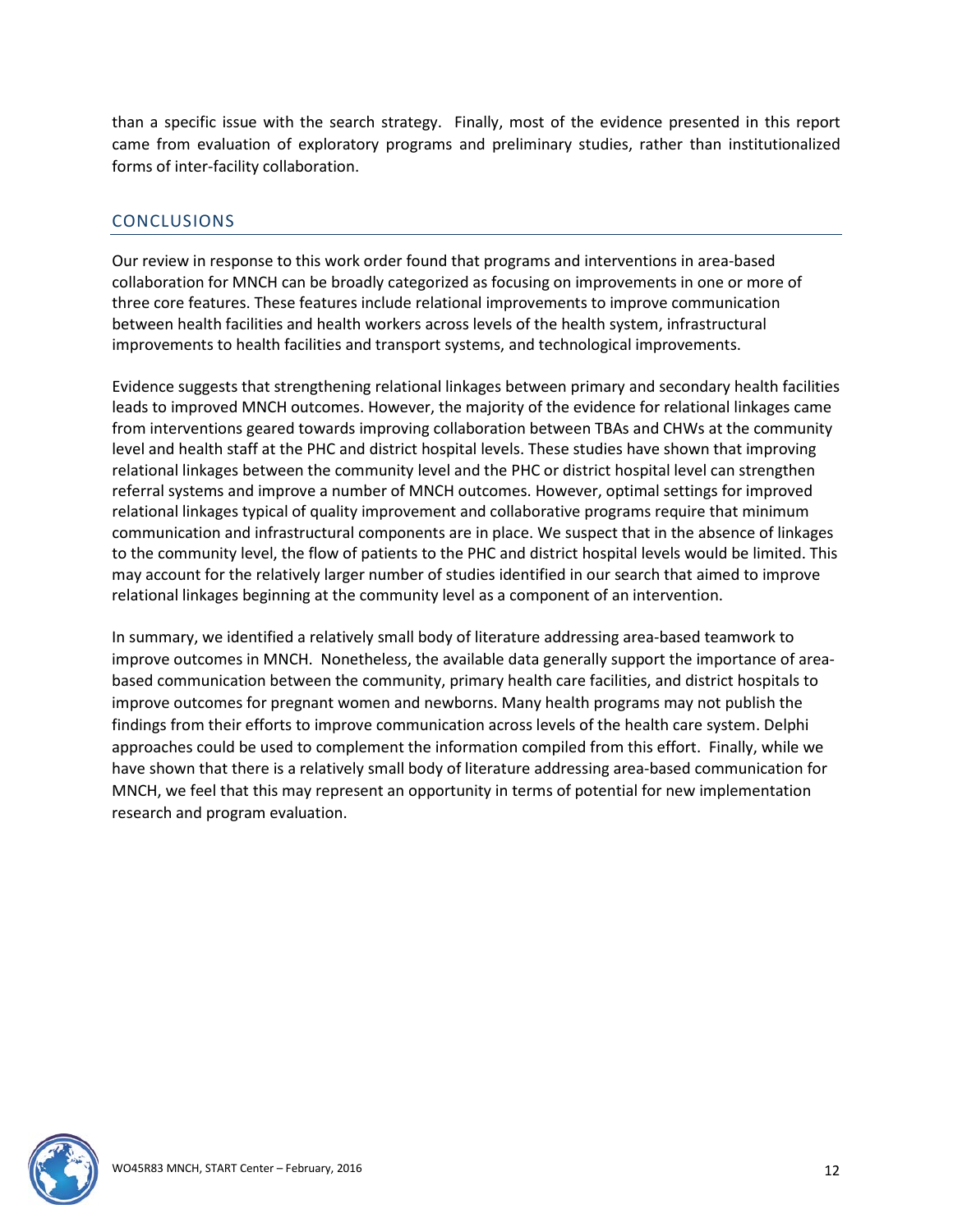than a specific issue with the search strategy. Finally, most of the evidence presented in this report came from evaluation of exploratory programs and preliminary studies, rather than institutionalized forms of inter-facility collaboration.

## CONCLUSIONS

Our review in response to this work order found that programs and interventions in area-based collaboration for MNCH can be broadly categorized as focusing on improvements in one or more of three core features. These features include relational improvements to improve communication between health facilities and health workers across levels of the health system, infrastructural improvements to health facilities and transport systems, and technological improvements.

Evidence suggests that strengthening relational linkages between primary and secondary health facilities leads to improved MNCH outcomes. However, the majority of the evidence for relational linkages came from interventions geared towards improving collaboration between TBAs and CHWs at the community level and health staff at the PHC and district hospital levels. These studies have shown that improving relational linkages between the community level and the PHC or district hospital level can strengthen referral systems and improve a number of MNCH outcomes. However, optimal settings for improved relational linkages typical of quality improvement and collaborative programs require that minimum communication and infrastructural components are in place. We suspect that in the absence of linkages to the community level, the flow of patients to the PHC and district hospital levels would be limited. This may account for the relatively larger number of studies identified in our search that aimed to improve relational linkages beginning at the community level as a component of an intervention.

In summary, we identified a relatively small body of literature addressing area-based teamwork to improve outcomes in MNCH. Nonetheless, the available data generally support the importance of area-based communication between the community, primary health care facilities, and district hospitals to improve outcomes for pregnant women and newborns. Many health programs may not publish the findings from their efforts to improve communication across levels of the health care system. Delphi approaches could be used to complement the information compiled from this effort. Finally, while we have shown that there is a relatively small body of literature addressing area-based communication for MNCH, we feel that this may represent an opportunity in terms of potential for new implementation research and program evaluation.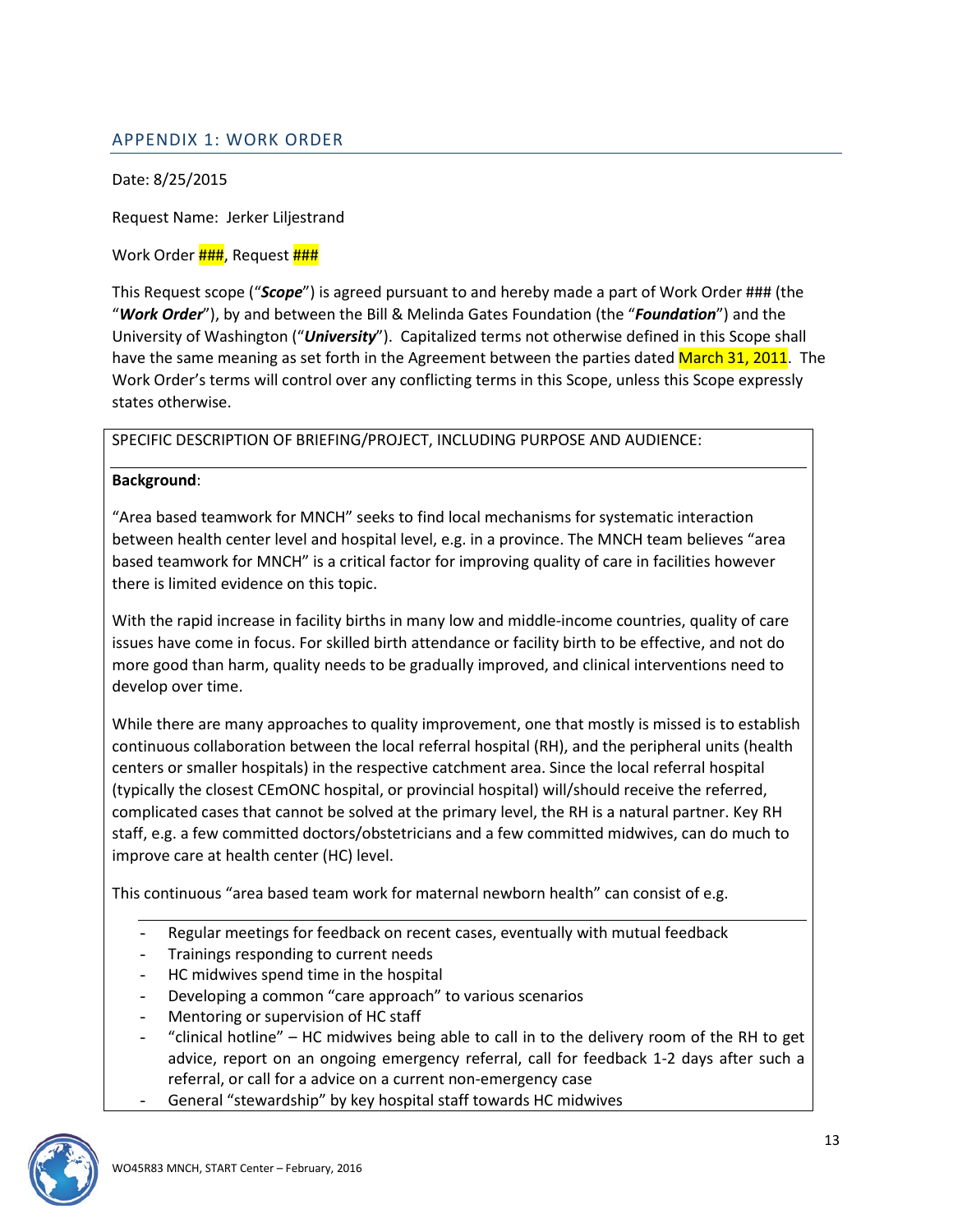## APPENDIX 1: WORK ORDER

Date: 8/25/2015

Request Name: Jerker Liljestrand

Work Order ###, Request ###

This Request scope ("***Scope***") is agreed pursuant to and hereby made a part of Work Order ### (the "***Work Order***"), by and between the Bill & Melinda Gates Foundation (the "***Foundation***") and the University of Washington ("***University***"). Capitalized terms not otherwise defined in this Scope shall have the same meaning as set forth in the Agreement between the parties dated March 31, 2011. The Work Order's terms will control over any conflicting terms in this Scope, unless this Scope expressly states otherwise.

SPECIFIC DESCRIPTION OF BRIEFING/PROJECT, INCLUDING PURPOSE AND AUDIENCE:

**Background**:

"Area based teamwork for MNCH" seeks to find local mechanisms for systematic interaction between health center level and hospital level, e.g. in a province. The MNCH team believes "area based teamwork for MNCH" is a critical factor for improving quality of care in facilities however there is limited evidence on this topic.

With the rapid increase in facility births in many low and middle-income countries, quality of care issues have come in focus. For skilled birth attendance or facility birth to be effective, and not do more good than harm, quality needs to be gradually improved, and clinical interventions need to develop over time.

While there are many approaches to quality improvement, one that mostly is missed is to establish continuous collaboration between the local referral hospital (RH), and the peripheral units (health centers or smaller hospitals) in the respective catchment area. Since the local referral hospital (typically the closest CEmONC hospital, or provincial hospital) will/should receive the referred, complicated cases that cannot be solved at the primary level, the RH is a natural partner. Key RH staff, e.g. a few committed doctors/obstetricians and a few committed midwives, can do much to improve care at health center (HC) level.

This continuous "area based team work for maternal newborn health" can consist of e.g.

- Regular meetings for feedback on recent cases, eventually with mutual feedback
- Trainings responding to current needs
- HC midwives spend time in the hospital
- Developing a common "care approach" to various scenarios
- Mentoring or supervision of HC staff
- "clinical hotline" – HC midwives being able to call in to the delivery room of the RH to get advice, report on an ongoing emergency referral, call for feedback 1-2 days after such a referral, or call for a advice on a current non-emergency case
- General "stewardship" by key hospital staff towards HC midwives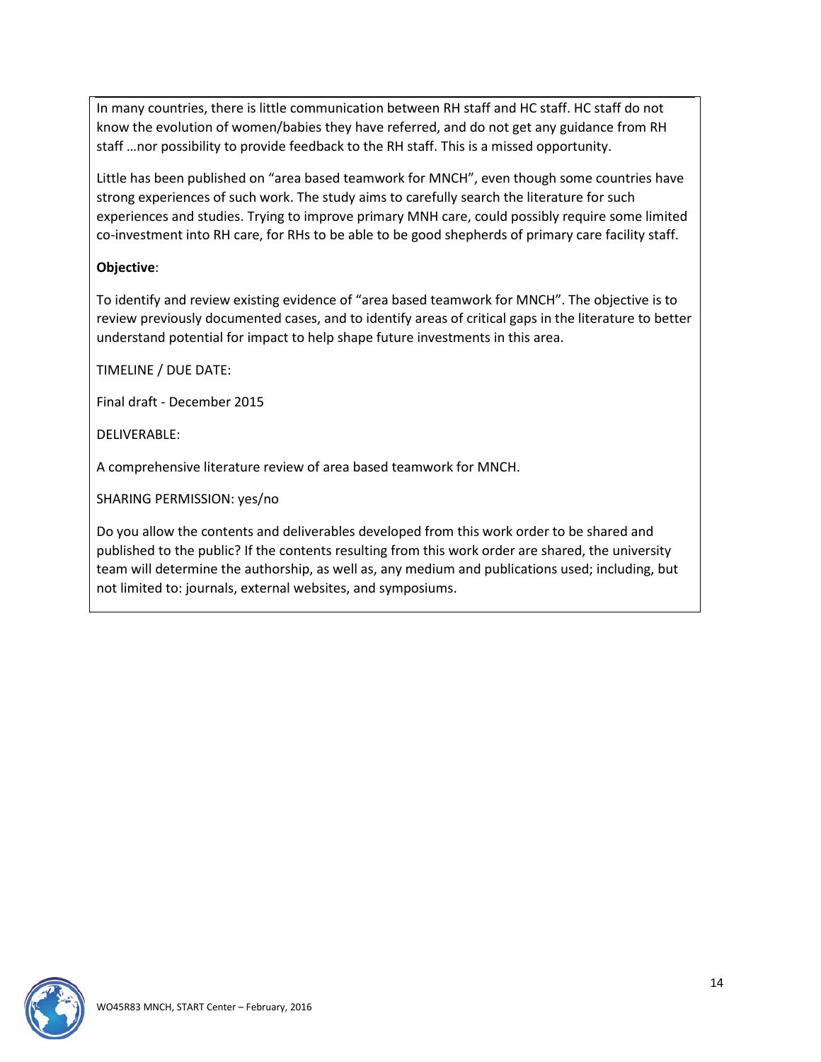In many countries, there is little communication between RH staff and HC staff. HC staff do not know the evolution of women/babies they have referred, and do not get any guidance from RH staff …nor possibility to provide feedback to the RH staff. This is a missed opportunity.

Little has been published on “area based teamwork for MNCH”, even though some countries have strong experiences of such work. The study aims to carefully search the literature for such experiences and studies. Trying to improve primary MNH care, could possibly require some limited co-investment into RH care, for RHs to be able to be good shepherds of primary care facility staff.

**Objective**:

To identify and review existing evidence of “area based teamwork for MNCH”. The objective is to review previously documented cases, and to identify areas of critical gaps in the literature to better understand potential for impact to help shape future investments in this area.

TIMELINE / DUE DATE:

Final draft - December 2015

DELIVERABLE:

A comprehensive literature review of area based teamwork for MNCH.

SHARING PERMISSION: yes/no

Do you allow the contents and deliverables developed from this work order to be shared and published to the public? If the contents resulting from this work order are shared, the university team will determine the authorship, as well as, any medium and publications used; including, but not limited to: journals, external websites, and symposiums.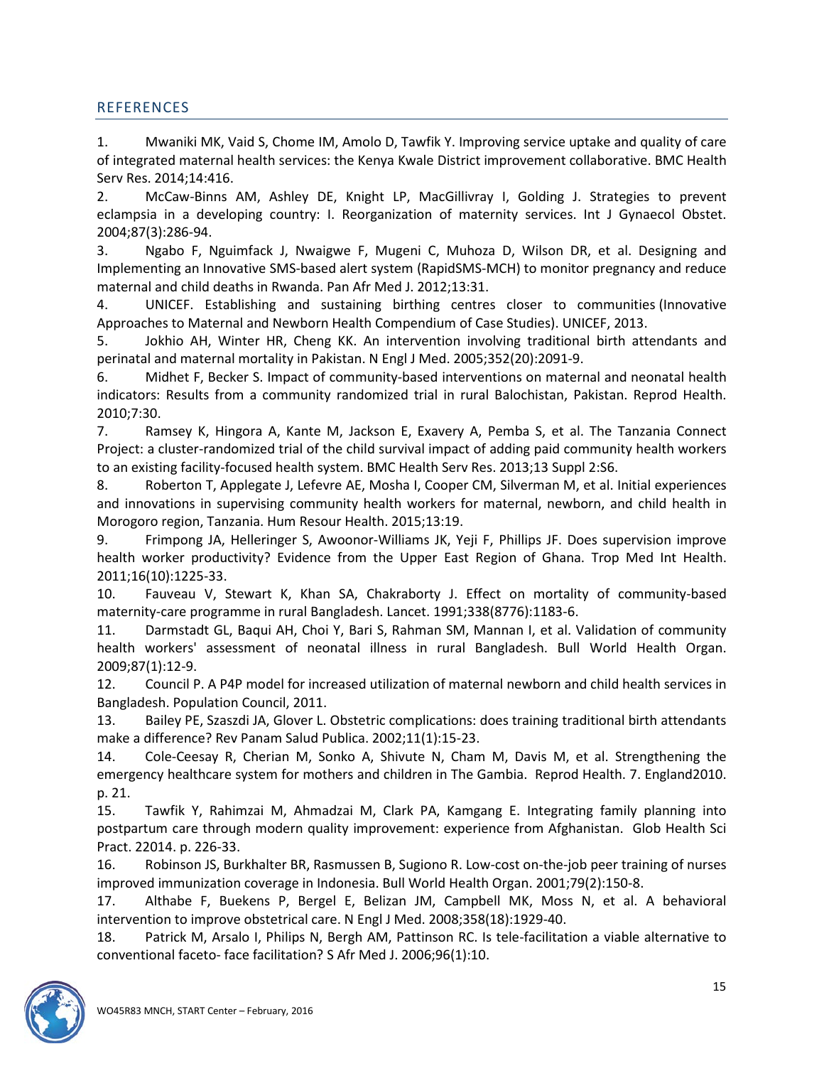## REFERENCES

1. Mwaniki MK, Vaid S, Chome IM, Amolo D, Tawfik Y. Improving service uptake and quality of care of integrated maternal health services: the Kenya Kwale District improvement collaborative. BMC Health Serv Res. 2014;14:416.
2. McCaw-Binns AM, Ashley DE, Knight LP, MacGillivray I, Golding J. Strategies to prevent eclampsia in a developing country: I. Reorganization of maternity services. Int J Gynaecol Obstet. 2004;87(3):286-94.
3. Ngabo F, Nguimfack J, Nwaigwe F, Mugeni C, Muhoza D, Wilson DR, et al. Designing and Implementing an Innovative SMS-based alert system (RapidSMS-MCH) to monitor pregnancy and reduce maternal and child deaths in Rwanda. Pan Afr Med J. 2012;13:31.
4. UNICEF. Establishing and sustaining birthing centres closer to communities (Innovative Approaches to Maternal and Newborn Health Compendium of Case Studies). UNICEF, 2013.
5. Jokhio AH, Winter HR, Cheng KK. An intervention involving traditional birth attendants and perinatal and maternal mortality in Pakistan. N Engl J Med. 2005;352(20):2091-9.
6. Midhet F, Becker S. Impact of community-based interventions on maternal and neonatal health indicators: Results from a community randomized trial in rural Balochistan, Pakistan. Reprod Health. 2010;7:30.
7. Ramsey K, Hingora A, Kante M, Jackson E, Exavery A, Pemba S, et al. The Tanzania Connect Project: a cluster-randomized trial of the child survival impact of adding paid community health workers to an existing facility-focused health system. BMC Health Serv Res. 2013;13 Suppl 2:S6.
8. Roberton T, Applegate J, Lefevre AE, Mosha I, Cooper CM, Silverman M, et al. Initial experiences and innovations in supervising community health workers for maternal, newborn, and child health in Morogoro region, Tanzania. Hum Resour Health. 2015;13:19.
9. Frimpong JA, Helleringer S, Awoonor-Williams JK, Yeji F, Phillips JF. Does supervision improve health worker productivity? Evidence from the Upper East Region of Ghana. Trop Med Int Health. 2011;16(10):1225-33.
10. Fauveau V, Stewart K, Khan SA, Chakraborty J. Effect on mortality of community-based maternity-care programme in rural Bangladesh. Lancet. 1991;338(8776):1183-6.
11. Darmstadt GL, Baqui AH, Choi Y, Bari S, Rahman SM, Mannan I, et al. Validation of community health workers' assessment of neonatal illness in rural Bangladesh. Bull World Health Organ. 2009;87(1):12-9.
12. Council P. A P4P model for increased utilization of maternal newborn and child health services in Bangladesh. Population Council, 2011.
13. Bailey PE, Szaszdi JA, Glover L. Obstetric complications: does training traditional birth attendants make a difference? Rev Panam Salud Publica. 2002;11(1):15-23.
14. Cole-Ceesay R, Cherian M, Sonko A, Shivute N, Cham M, Davis M, et al. Strengthening the emergency healthcare system for mothers and children in The Gambia. Reprod Health. 7. England2010. p. 21.
15. Tawfik Y, Rahimzai M, Ahmadzai M, Clark PA, Kamgang E. Integrating family planning into postpartum care through modern quality improvement: experience from Afghanistan. Glob Health Sci Pract. 22014. p. 226-33.
16. Robinson JS, Burkhalter BR, Rasmussen B, Sugiono R. Low-cost on-the-job peer training of nurses improved immunization coverage in Indonesia. Bull World Health Organ. 2001;79(2):150-8.
17. Althabe F, Buekens P, Bergel E, Belizan JM, Campbell MK, Moss N, et al. A behavioral intervention to improve obstetrical care. N Engl J Med. 2008;358(18):1929-40.
18. Patrick M, Arsalo I, Philips N, Bergh AM, Pattinson RC. Is tele-facilitation a viable alternative to conventional faceto- face facilitation? S Afr Med J. 2006;96(1):10.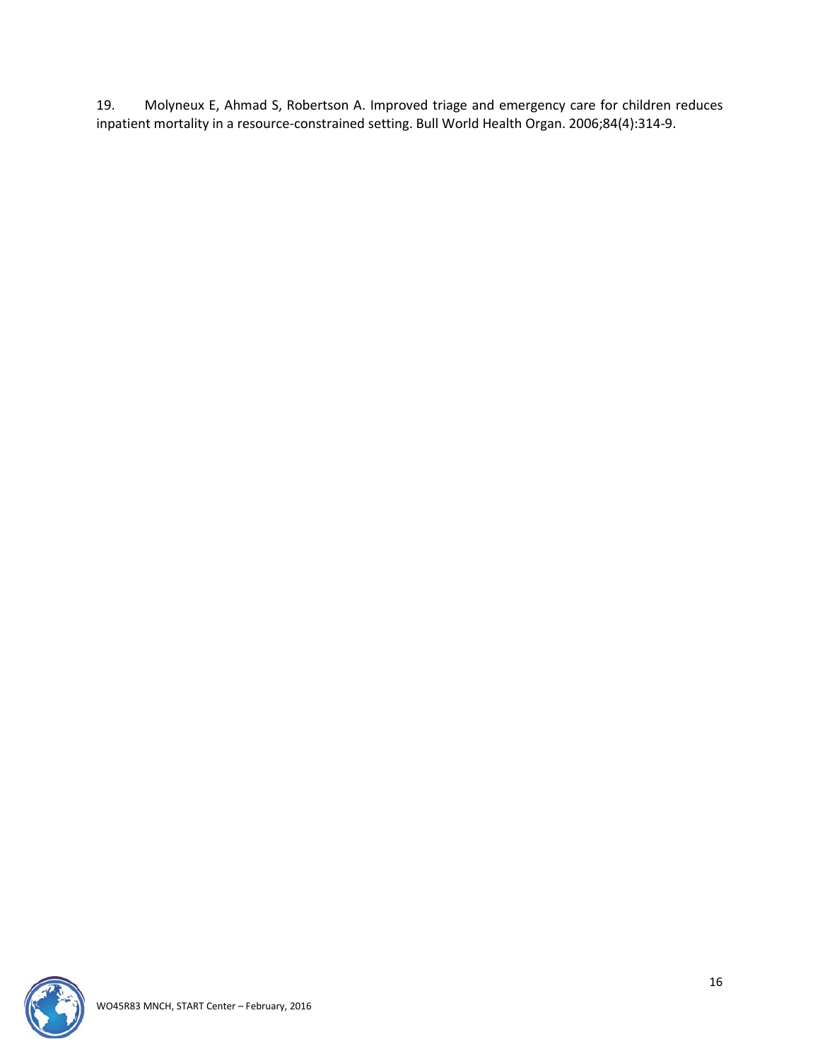19. Molyneux E, Ahmad S, Robertson A. Improved triage and emergency care for children reduces inpatient mortality in a resource-constrained setting. Bull World Health Organ. 2006;84(4):314-9.